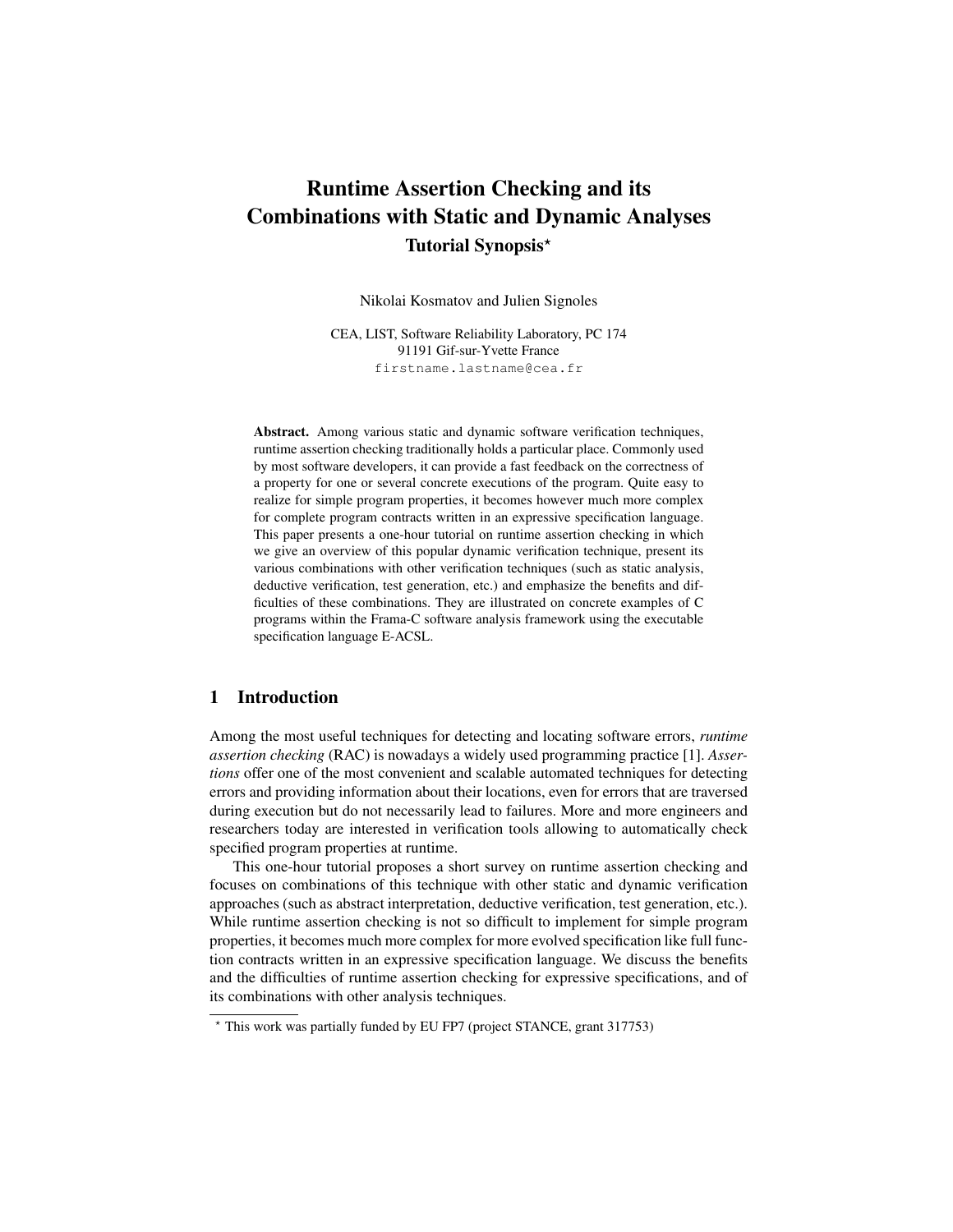# Runtime Assertion Checking and its Combinations with Static and Dynamic Analyses

## Tutorial Synopsis*

Nikolai Kosmatov and Julien Signoles

CEA, LIST, Software Reliability Laboratory, PC 174
91191 Gif-sur-Yvette France
firstname.lastname@cea.fr

**Abstract.** Among various static and dynamic software verification techniques, runtime assertion checking traditionally holds a particular place. Commonly used by most software developers, it can provide a fast feedback on the correctness of a property for one or several concrete executions of the program. Quite easy to realize for simple program properties, it becomes however much more complex for complete program contracts written in an expressive specification language. This paper presents a one-hour tutorial on runtime assertion checking in which we give an overview of this popular dynamic verification technique, present its various combinations with other verification techniques (such as static analysis, deductive verification, test generation, etc.) and emphasize the benefits and difficulties of these combinations. They are illustrated on concrete examples of C programs within the Frama-C software analysis framework using the executable specification language E-ACSL.

## 1 Introduction

Among the most useful techniques for detecting and locating software errors, *runtime assertion checking* (RAC) is nowadays a widely used programming practice [1]. *Assertions* offer one of the most convenient and scalable automated techniques for detecting errors and providing information about their locations, even for errors that are traversed during execution but do not necessarily lead to failures. More and more engineers and researchers today are interested in verification tools allowing to automatically check specified program properties at runtime.

This one-hour tutorial proposes a short survey on runtime assertion checking and focuses on combinations of this technique with other static and dynamic verification approaches (such as abstract interpretation, deductive verification, test generation, etc.). While runtime assertion checking is not so difficult to implement for simple program properties, it becomes much more complex for more evolved specification like full function contracts written in an expressive specification language. We discuss the benefits and the difficulties of runtime assertion checking for expressive specifications, and of its combinations with other analysis techniques.

* This work was partially funded by EU FP7 (project STANCE, grant 317753)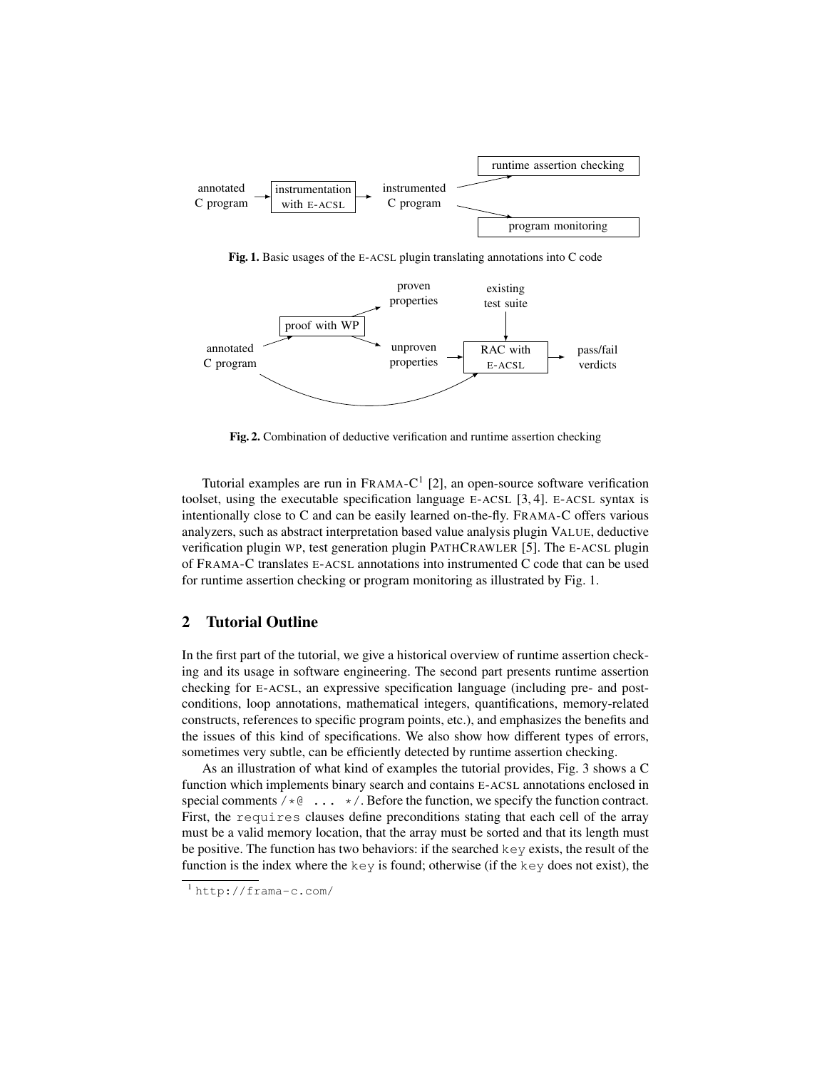annotated C program → instrumentation with E-ACSL → instrumented C program → runtime assertion checking / program monitoring

**Fig. 1.** Basic usages of the E-ACSL plugin translating annotations into C code

annotated C program → proof with WP → proven properties / unproven properties → RAC with E-ACSL (existing test suite) → pass/fail verdicts

**Fig. 2.** Combination of deductive verification and runtime assertion checking

Tutorial examples are run in FRAMA-C[1] [2], an open-source software verification toolset, using the executable specification language E-ACSL [3, 4]. E-ACSL syntax is intentionally close to C and can be easily learned on-the-fly. FRAMA-C offers various analyzers, such as abstract interpretation based value analysis plugin VALUE, deductive verification plugin WP, test generation plugin PATHCRAWLER [5]. The E-ACSL plugin of FRAMA-C translates E-ACSL annotations into instrumented C code that can be used for runtime assertion checking or program monitoring as illustrated by Fig. 1.

## 2 Tutorial Outline

In the first part of the tutorial, we give a historical overview of runtime assertion checking and its usage in software engineering. The second part presents runtime assertion checking for E-ACSL, an expressive specification language (including pre- and postconditions, loop annotations, mathematical integers, quantifications, memory-related constructs, references to specific program points, etc.), and emphasizes the benefits and the issues of this kind of specifications. We also show how different types of errors, sometimes very subtle, can be efficiently detected by runtime assertion checking.

As an illustration of what kind of examples the tutorial provides, Fig. 3 shows a C function which implements binary search and contains E-ACSL annotations enclosed in special comments `/*@ ... */`. Before the function, we specify the function contract. First, the `requires` clauses define preconditions stating that each cell of the array must be a valid memory location, that the array must be sorted and that its length must be positive. The function has two behaviors: if the searched `key` exists, the result of the function is the index where the `key` is found; otherwise (if the `key` does not exist), the

[1] `http://frama-c.com/`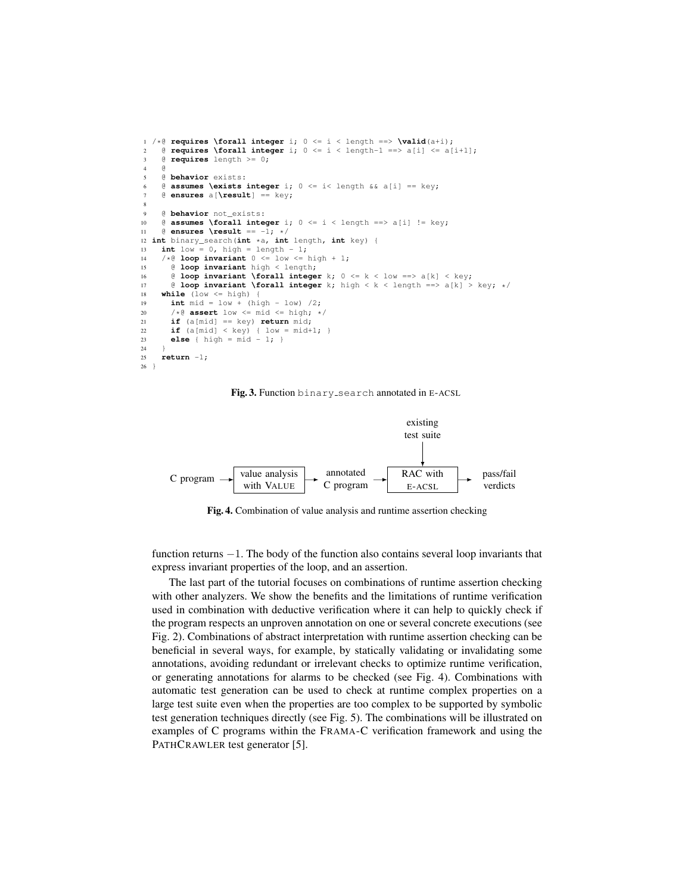```
1  /*@ requires \forall integer i; 0 <= i < length ==> \valid(a+i);
2    @ requires \forall integer i; 0 <= i < length-1 ==> a[i] <= a[i+1];
3    @ requires length >= 0;
4    @
5    @ behavior exists:
6    @ assumes \exists integer i; 0 <= i< length && a[i] == key;
7    @ ensures a[\result] == key;
8
9    @ behavior not_exists:
10   @ assumes \forall integer i; 0 <= i < length ==> a[i] != key;
11   @ ensures \result == -1; */
12 int binary_search(int *a, int length, int key) {
13   int low = 0, high = length - 1;
14   /*@ loop invariant 0 <= low <= high + 1;
15     @ loop invariant high < length;
16     @ loop invariant \forall integer k; 0 <= k < low ==> a[k] < key;
17     @ loop invariant \forall integer k; high < k < length ==> a[k] > key; */
18   while (low <= high) {
19     int mid = low + (high - low) /2;
20     /*@ assert low <= mid <= high; */
21     if (a[mid] == key) return mid;
22     if (a[mid] < key) { low = mid+1; }
23     else { high = mid - 1; }
24   }
25   return -1;
26 }
```

**Fig. 3.** Function binary_search annotated in E-ACSL

```
                                              existing
                                             test suite
                                                 |
                                                 v
C program --> [value analysis  ] --> annotated --> [RAC with] --> pass/fail
              [with VALUE      ]     C program     [E-ACSL  ]     verdicts
```

**Fig. 4.** Combination of value analysis and runtime assertion checking

function returns $-1$. The body of the function also contains several loop invariants that express invariant properties of the loop, and an assertion.

The last part of the tutorial focuses on combinations of runtime assertion checking with other analyzers. We show the benefits and the limitations of runtime verification used in combination with deductive verification where it can help to quickly check if the program respects an unproven annotation on one or several concrete executions (see Fig. 2). Combinations of abstract interpretation with runtime assertion checking can be beneficial in several ways, for example, by statically validating or invalidating some annotations, avoiding redundant or irrelevant checks to optimize runtime verification, or generating annotations for alarms to be checked (see Fig. 4). Combinations with automatic test generation can be used to check at runtime complex properties on a large test suite even when the properties are too complex to be supported by symbolic test generation techniques directly (see Fig. 5). The combinations will be illustrated on examples of C programs within the FRAMA-C verification framework and using the PATHCRAWLER test generator [5].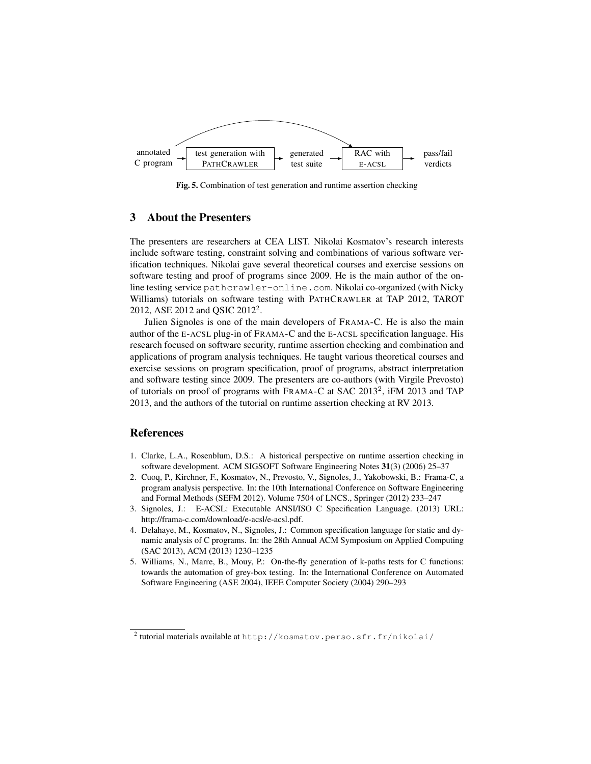annotated C program

test generation with PathCrawler

generated test suite

RAC with E-ACSL

pass/fail verdicts

**Fig. 5.** Combination of test generation and runtime assertion checking

## 3 About the Presenters

The presenters are researchers at CEA LIST. Nikolai Kosmatov's research interests include software testing, constraint solving and combinations of various software verification techniques. Nikolai gave several theoretical courses and exercise sessions on software testing and proof of programs since 2009. He is the main author of the online testing service `pathcrawler-online.com`. Nikolai co-organized (with Nicky Williams) tutorials on software testing with PathCrawler at TAP 2012, TAROT 2012, ASE 2012 and QSIC 2012[2].

Julien Signoles is one of the main developers of Frama-C. He is also the main author of the E-ACSL plug-in of Frama-C and the E-ACSL specification language. His research focused on software security, runtime assertion checking and combination and applications of program analysis techniques. He taught various theoretical courses and exercise sessions on program specification, proof of programs, abstract interpretation and software testing since 2009. The presenters are co-authors (with Virgile Prevosto) of tutorials on proof of programs with Frama-C at SAC 2013[2], iFM 2013 and TAP 2013, and the authors of the tutorial on runtime assertion checking at RV 2013.

## References

1. Clarke, L.A., Rosenblum, D.S.: A historical perspective on runtime assertion checking in software development. ACM SIGSOFT Software Engineering Notes **31**(3) (2006) 25–37
2. Cuoq, P., Kirchner, F., Kosmatov, N., Prevosto, V., Signoles, J., Yakobowski, B.: Frama-C, a program analysis perspective. In: the 10th International Conference on Software Engineering and Formal Methods (SEFM 2012). Volume 7504 of LNCS., Springer (2012) 233–247
3. Signoles, J.: E-ACSL: Executable ANSI/ISO C Specification Language. (2013) URL: http://frama-c.com/download/e-acsl/e-acsl.pdf.
4. Delahaye, M., Kosmatov, N., Signoles, J.: Common specification language for static and dynamic analysis of C programs. In: the 28th Annual ACM Symposium on Applied Computing (SAC 2013), ACM (2013) 1230–1235
5. Williams, N., Marre, B., Mouy, P.: On-the-fly generation of k-paths tests for C functions: towards the automation of grey-box testing. In: the International Conference on Automated Software Engineering (ASE 2004), IEEE Computer Society (2004) 290–293

[2] tutorial materials available at `http://kosmatov.perso.sfr.fr/nikolai/`